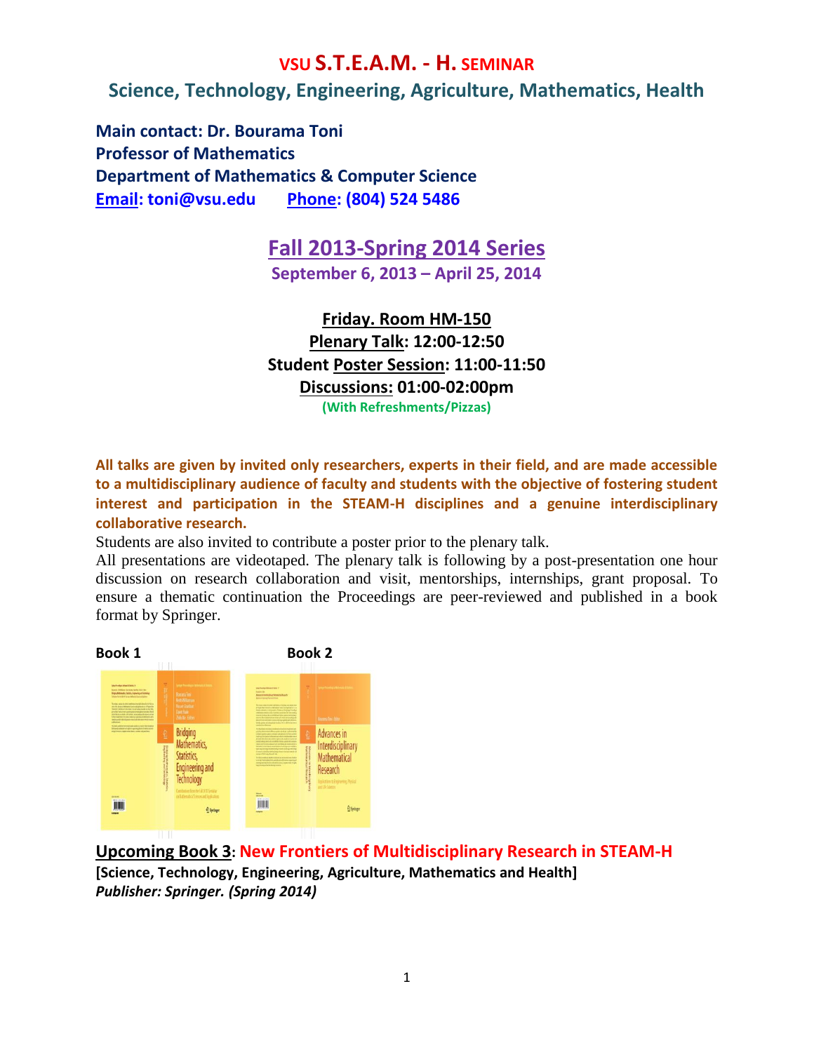# VSU S.T.E.A.M. - H. SEMINAR

## Science, Technology, Engineering, Agriculture, Mathematics, Health

**Main contact: Dr. Bourama Toni**
**Professor of Mathematics**
**Department of Mathematics & Computer Science**
**Email: toni@vsu.edu    Phone: (804) 524 5486**

## Fall 2013-Spring 2014 Series

**September 6, 2013 – April 25, 2014**

**Friday. Room HM-150**
**Plenary Talk: 12:00-12:50**
**Student Poster Session: 11:00-11:50**
**Discussions: 01:00-02:00pm**
**(With Refreshments/Pizzas)**

**All talks are given by invited only researchers, experts in their field, and are made accessible to a multidisciplinary audience of faculty and students with the objective of fostering student interest and participation in the STEAM-H disciplines and a genuine interdisciplinary collaborative research.**

Students are also invited to contribute a poster prior to the plenary talk.

All presentations are videotaped. The plenary talk is following by a post-presentation one hour discussion on research collaboration and visit, mentorships, internships, grant proposal. To ensure a thematic continuation the Proceedings are peer-reviewed and published in a book format by Springer.

**Book 1** — Bridging Mathematics, Statistics, Engineering and Technology

**Book 2** — Advances in Interdisciplinary Mathematical Research

**Upcoming Book 3: New Frontiers of Multidisciplinary Research in STEAM-H**
**[Science, Technology, Engineering, Agriculture, Mathematics and Health]**
***Publisher: Springer. (Spring 2014)***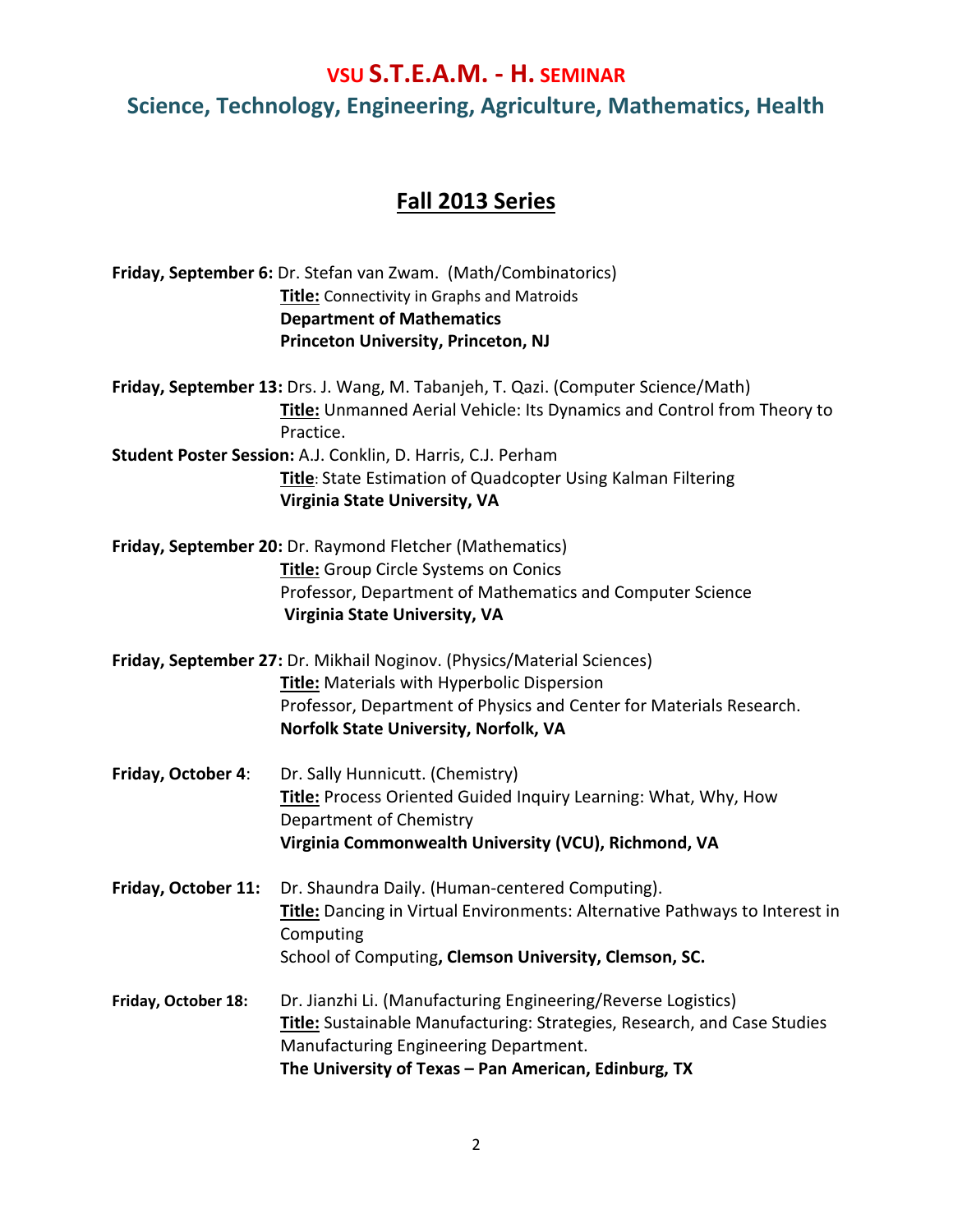# VSU S.T.E.A.M. - H. SEMINAR

## Science, Technology, Engineering, Agriculture, Mathematics, Health

## Fall 2013 Series

**Friday, September 6:** Dr. Stefan van Zwam. (Math/Combinatorics)
**Title:** Connectivity in Graphs and Matroids
**Department of Mathematics**
**Princeton University, Princeton, NJ**

**Friday, September 13:** Drs. J. Wang, M. Tabanjeh, T. Qazi. (Computer Science/Math)
**Title:** Unmanned Aerial Vehicle: Its Dynamics and Control from Theory to Practice.
**Student Poster Session:** A.J. Conklin, D. Harris, C.J. Perham
**Title**: State Estimation of Quadcopter Using Kalman Filtering
**Virginia State University, VA**

**Friday, September 20:** Dr. Raymond Fletcher (Mathematics)
**Title:** Group Circle Systems on Conics
Professor, Department of Mathematics and Computer Science
**Virginia State University, VA**

**Friday, September 27:** Dr. Mikhail Noginov. (Physics/Material Sciences)
**Title:** Materials with Hyperbolic Dispersion
Professor, Department of Physics and Center for Materials Research.
**Norfolk State University, Norfolk, VA**

**Friday, October 4**: Dr. Sally Hunnicutt. (Chemistry)
**Title:** Process Oriented Guided Inquiry Learning: What, Why, How
Department of Chemistry
**Virginia Commonwealth University (VCU), Richmond, VA**

**Friday, October 11:** Dr. Shaundra Daily. (Human-centered Computing).
**Title:** Dancing in Virtual Environments: Alternative Pathways to Interest in Computing
School of Computing**, Clemson University, Clemson, SC.**

**Friday, October 18:** Dr. Jianzhi Li. (Manufacturing Engineering/Reverse Logistics)
**Title:** Sustainable Manufacturing: Strategies, Research, and Case Studies
Manufacturing Engineering Department.
**The University of Texas – Pan American, Edinburg, TX**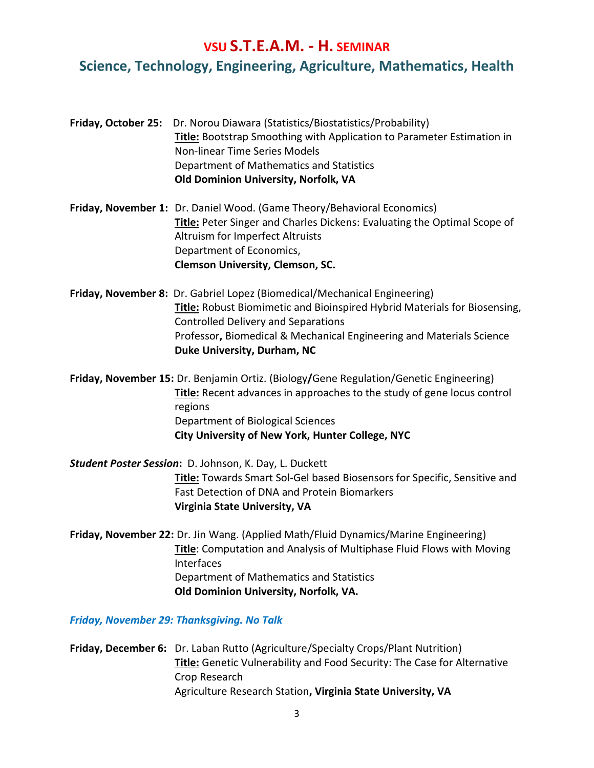# VSU S.T.E.A.M. - H. SEMINAR

## Science, Technology, Engineering, Agriculture, Mathematics, Health

**Friday, October 25:** Dr. Norou Diawara (Statistics/Biostatistics/Probability)
**Title:** Bootstrap Smoothing with Application to Parameter Estimation in Non-linear Time Series Models
Department of Mathematics and Statistics
**Old Dominion University, Norfolk, VA**

**Friday, November 1:** Dr. Daniel Wood. (Game Theory/Behavioral Economics)
**Title:** Peter Singer and Charles Dickens: Evaluating the Optimal Scope of Altruism for Imperfect Altruists
Department of Economics,
**Clemson University, Clemson, SC.**

**Friday, November 8:** Dr. Gabriel Lopez (Biomedical/Mechanical Engineering)
**Title:** Robust Biomimetic and Bioinspired Hybrid Materials for Biosensing, Controlled Delivery and Separations
Professor**,** Biomedical & Mechanical Engineering and Materials Science
**Duke University, Durham, NC**

**Friday, November 15:** Dr. Benjamin Ortiz. (Biology**/**Gene Regulation/Genetic Engineering)
**Title:** Recent advances in approaches to the study of gene locus control regions
Department of Biological Sciences
**City University of New York, Hunter College, NYC**

***Student Poster Session*:** D. Johnson, K. Day, L. Duckett
**Title:** Towards Smart Sol-Gel based Biosensors for Specific, Sensitive and Fast Detection of DNA and Protein Biomarkers
**Virginia State University, VA**

**Friday, November 22:** Dr. Jin Wang. (Applied Math/Fluid Dynamics/Marine Engineering)
**Title**: Computation and Analysis of Multiphase Fluid Flows with Moving Interfaces
Department of Mathematics and Statistics
**Old Dominion University, Norfolk, VA.**

***Friday, November 29: Thanksgiving. No Talk***

**Friday, December 6:** Dr. Laban Rutto (Agriculture/Specialty Crops/Plant Nutrition)
**Title:** Genetic Vulnerability and Food Security: The Case for Alternative Crop Research
Agriculture Research Station**, Virginia State University, VA**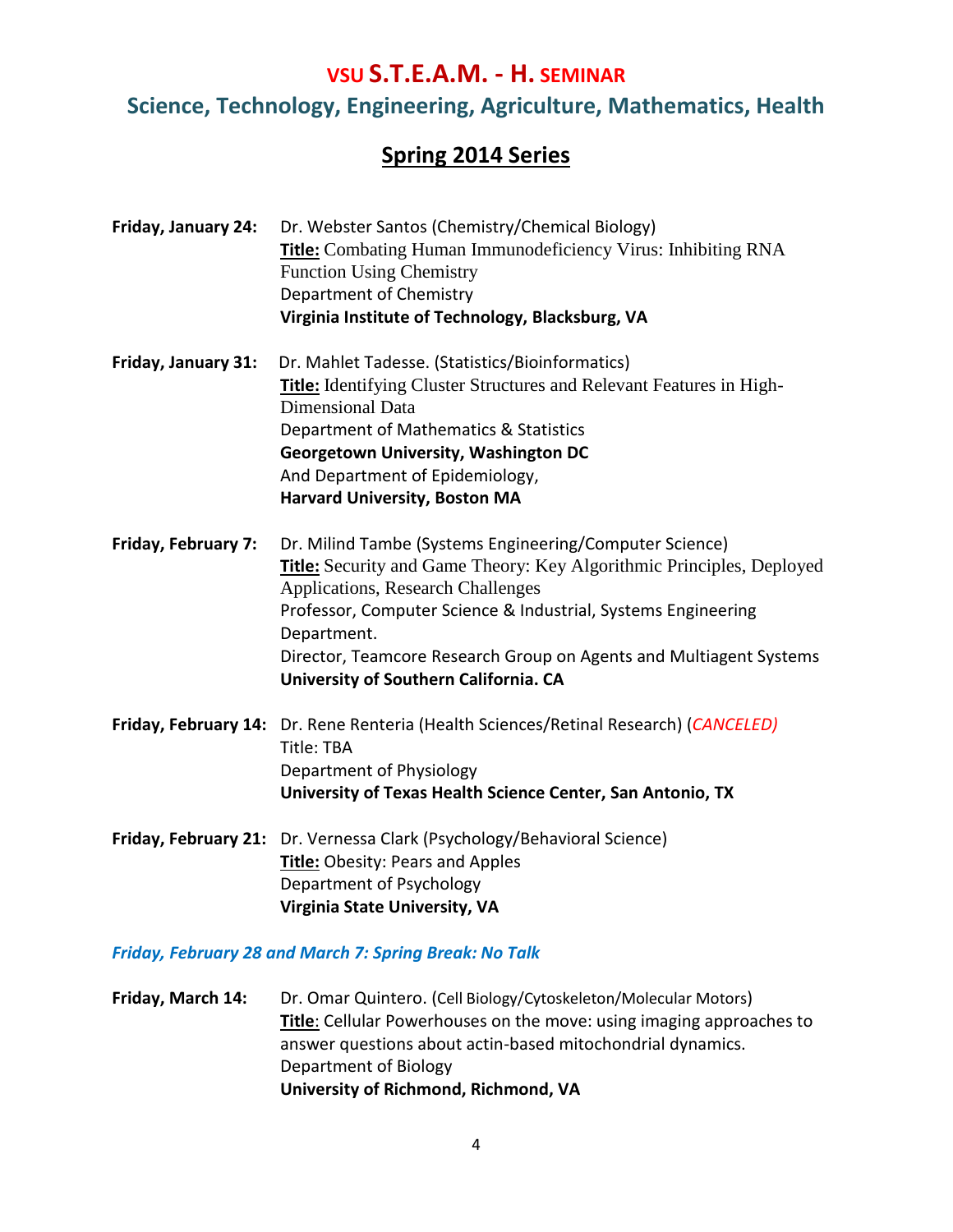# VSU S.T.E.A.M. - H. SEMINAR

## Science, Technology, Engineering, Agriculture, Mathematics, Health

## Spring 2014 Series

**Friday, January 24:** Dr. Webster Santos (Chemistry/Chemical Biology)
**Title:** Combating Human Immunodeficiency Virus: Inhibiting RNA Function Using Chemistry
Department of Chemistry
**Virginia Institute of Technology, Blacksburg, VA**

**Friday, January 31:** Dr. Mahlet Tadesse. (Statistics/Bioinformatics)
**Title:** Identifying Cluster Structures and Relevant Features in High-Dimensional Data
Department of Mathematics & Statistics
**Georgetown University, Washington DC**
And Department of Epidemiology,
**Harvard University, Boston MA**

**Friday, February 7:** Dr. Milind Tambe (Systems Engineering/Computer Science)
**Title:** Security and Game Theory: Key Algorithmic Principles, Deployed Applications, Research Challenges
Professor, Computer Science & Industrial, Systems Engineering Department.
Director, Teamcore Research Group on Agents and Multiagent Systems
**University of Southern California. CA**

**Friday, February 14:** Dr. Rene Renteria (Health Sciences/Retinal Research) (*CANCELED)*
Title: TBA
Department of Physiology
**University of Texas Health Science Center, San Antonio, TX**

**Friday, February 21:** Dr. Vernessa Clark (Psychology/Behavioral Science)
**Title:** Obesity: Pears and Apples
Department of Psychology
**Virginia State University, VA**

***Friday, February 28 and March 7: Spring Break: No Talk***

**Friday, March 14:** Dr. Omar Quintero. (Cell Biology/Cytoskeleton/Molecular Motors)
**Title**: Cellular Powerhouses on the move: using imaging approaches to answer questions about actin-based mitochondrial dynamics.
Department of Biology
**University of Richmond, Richmond, VA**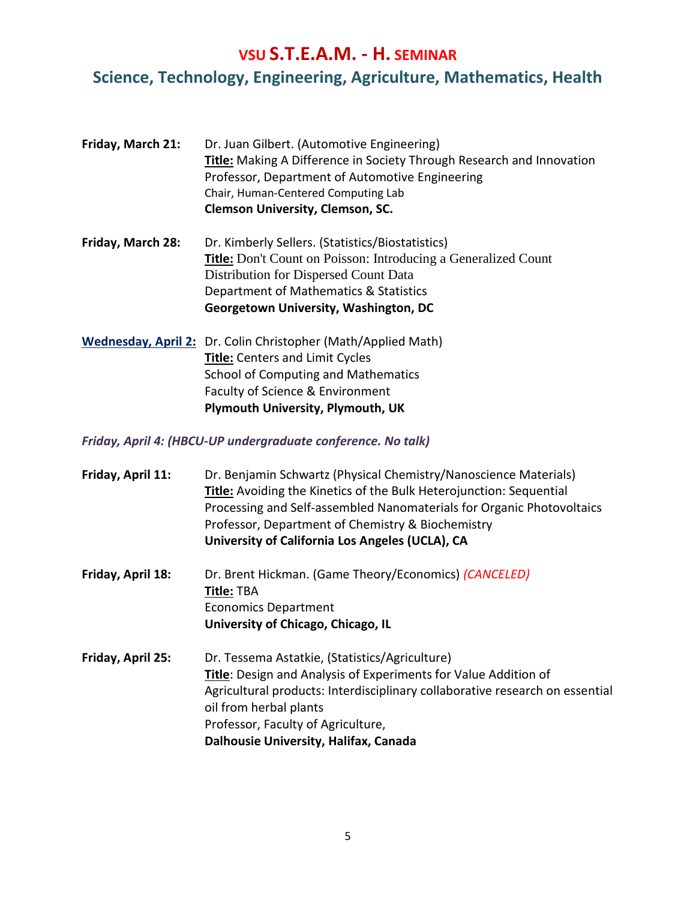# VSU S.T.E.A.M. - H. SEMINAR

## Science, Technology, Engineering, Agriculture, Mathematics, Health

**Friday, March 21:** Dr. Juan Gilbert. (Automotive Engineering)
**Title:** Making A Difference in Society Through Research and Innovation
Professor, Department of Automotive Engineering
Chair, Human-Centered Computing Lab
**Clemson University, Clemson, SC.**

**Friday, March 28:** Dr. Kimberly Sellers. (Statistics/Biostatistics)
**Title:** Don't Count on Poisson: Introducing a Generalized Count Distribution for Dispersed Count Data
Department of Mathematics & Statistics
**Georgetown University, Washington, DC**

**Wednesday, April 2:** Dr. Colin Christopher (Math/Applied Math)
**Title:** Centers and Limit Cycles
School of Computing and Mathematics
Faculty of Science & Environment
**Plymouth University, Plymouth, UK**

*Friday, April 4: (HBCU-UP undergraduate conference. No talk)*

**Friday, April 11:** Dr. Benjamin Schwartz (Physical Chemistry/Nanoscience Materials)
**Title:** Avoiding the Kinetics of the Bulk Heterojunction: Sequential Processing and Self-assembled Nanomaterials for Organic Photovoltaics
Professor, Department of Chemistry & Biochemistry
**University of California Los Angeles (UCLA), CA**

**Friday, April 18:** Dr. Brent Hickman. (Game Theory/Economics) *(CANCELED)*
**Title:** TBA
Economics Department
**University of Chicago, Chicago, IL**

**Friday, April 25:** Dr. Tessema Astatkie, (Statistics/Agriculture)
**Title**: Design and Analysis of Experiments for Value Addition of Agricultural products: Interdisciplinary collaborative research on essential oil from herbal plants
Professor, Faculty of Agriculture,
**Dalhousie University, Halifax, Canada**